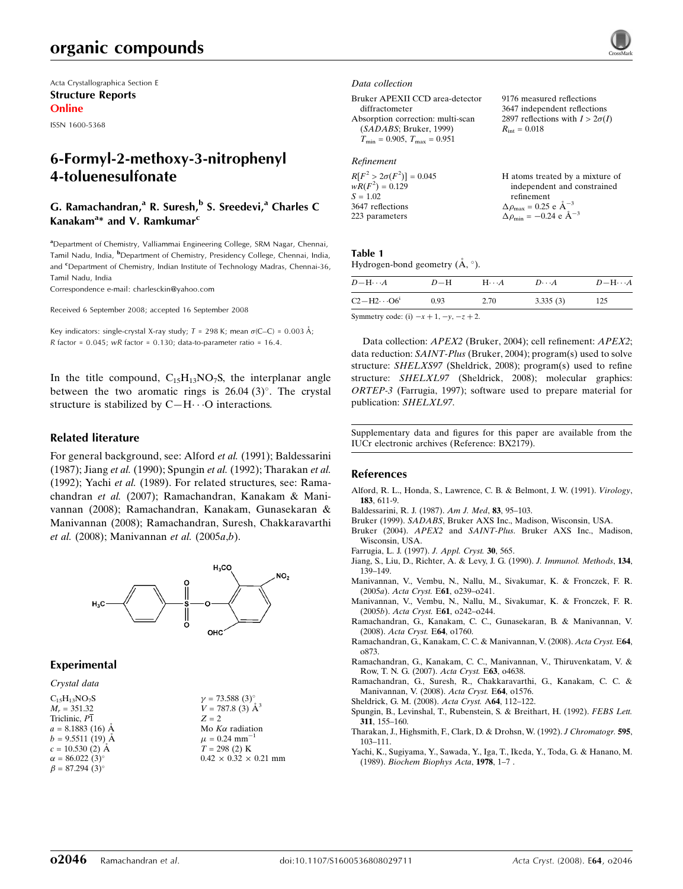Acta Crystallographica Section E

**Structure Reports Online**

ISSN 1600-5368

# 6-Formyl-2-methoxy-3-nitrophenyl 4-toluenesulfonate

**G. Ramachandran,[a] R. Suresh,[b] S. Sreedevi,[a] Charles C Kanakam[a]* and V. Ramkumar[c]**

[a]Department of Chemistry, Valliammai Engineering College, SRM Nagar, Chennai, Tamil Nadu, India, [b]Department of Chemistry, Presidency College, Chennai, India, and [c]Department of Chemistry, Indian Institute of Technology Madras, Chennai-36, Tamil Nadu, India

Correspondence e-mail: charlesckin@yahoo.com

Received 6 September 2008; accepted 16 September 2008

Key indicators: single-crystal X-ray study; $T$ = 298 K; mean $\sigma$(C–C) = 0.003 Å; $R$ factor = 0.045; $wR$ factor = 0.130; data-to-parameter ratio = 16.4.

In the title compound, $C_{15}H_{13}NO_7S$, the interplanar angle between the two aromatic rings is 26.04 (3)°. The crystal structure is stabilized by C—H⋯O interactions.

## Related literature

For general background, see: Alford *et al.* (1991); Baldessarini (1987); Jiang *et al.* (1990); Spungin *et al.* (1992); Tharakan *et al.* (1992); Yachi *et al.* (1989). For related structures, see: Ramachandran *et al.* (2007); Ramachandran, Kanakam & Manivannan (2008); Ramachandran, Kanakam, Gunasekaran & Manivannan (2008); Ramachandran, Suresh, Chakkaravarthi *et al.* (2008); Manivannan *et al.* (2005*a*,*b*).

## Experimental

### Crystal data

$C_{15}H_{13}NO_7S$
$M_r$ = 351.32
Triclinic, $P\overline{1}$
$a$ = 8.1883 (16) Å
$b$ = 9.5511 (19) Å
$c$ = 10.530 (2) Å
$\alpha$ = 86.022 (3)°
$\beta$ = 87.294 (3)°
$\gamma$ = 73.588 (3)°
$V$ = 787.8 (3) Å$^3$
$Z$ = 2
Mo $K\alpha$ radiation
$\mu$ = 0.24 mm$^{-1}$
$T$ = 298 (2) K
0.42 × 0.32 × 0.21 mm

### Data collection

Bruker APEXII CCD area-detector diffractometer
Absorption correction: multi-scan (*SADABS*; Bruker, 1999)
$T_{min}$ = 0.905, $T_{max}$ = 0.951
9176 measured reflections
3647 independent reflections
2897 reflections with $I > 2\sigma(I)$
$R_{int}$ = 0.018

### Refinement

$R[F^2 > 2\sigma(F^2)]$ = 0.045
$wR(F^2)$ = 0.129
$S$ = 1.02
3647 reflections
223 parameters
H atoms treated by a mixture of independent and constrained refinement
$\Delta\rho_{max}$ = 0.25 e Å$^{-3}$
$\Delta\rho_{min}$ = −0.24 e Å$^{-3}$

**Table 1**
Hydrogen-bond geometry (Å, °).

| $D$—H⋯$A$ | $D$—H | H⋯$A$ | $D$⋯$A$ | $D$—H⋯$A$ |
|---|---|---|---|---|
| C2—H2⋯O6$^{i}$ | 0.93 | 2.70 | 3.335 (3) | 125 |

Symmetry code: (i) $-x+1, -y, -z+2$.

Data collection: *APEX2* (Bruker, 2004); cell refinement: *APEX2*; data reduction: *SAINT-Plus* (Bruker, 2004); program(s) used to solve structure: *SHELXS97* (Sheldrick, 2008); program(s) used to refine structure: *SHELXL97* (Sheldrick, 2008); molecular graphics: *ORTEP-3* (Farrugia, 1997); software used to prepare material for publication: *SHELXL97*.

Supplementary data and figures for this paper are available from the IUCr electronic archives (Reference: BX2179).

## References

Alford, R. L., Honda, S., Lawrence, C. B. & Belmont, J. W. (1991). *Virology*, **183**, 611-9.
Baldessarini, R. J. (1987). *Am J. Med*, **83**, 95–103.
Bruker (1999). *SADABS*, Bruker AXS Inc., Madison, Wisconsin, USA.
Bruker (2004). *APEX2* and *SAINT-Plus*. Bruker AXS Inc., Madison, Wisconsin, USA.
Farrugia, L. J. (1997). *J. Appl. Cryst.* **30**, 565.
Jiang, S., Liu, D., Richter, A. & Levy, J. G. (1990). *J. Immunol. Methods*, **134**, 139–149.
Manivannan, V., Vembu, N., Nallu, M., Sivakumar, K. & Fronczek, F. R. (2005*a*). *Acta Cryst.* E**61**, o239–o241.
Manivannan, V., Vembu, N., Nallu, M., Sivakumar, K. & Fronczek, F. R. (2005*b*). *Acta Cryst.* E**61**, o242–o244.
Ramachandran, G., Kanakam, C. C., Gunasekaran, B. & Manivannan, V. (2008). *Acta Cryst.* E**64**, o1760.
Ramachandran, G., Kanakam, C. C. & Manivannan, V. (2008). *Acta Cryst.* E**64**, o873.
Ramachandran, G., Kanakam, C. C., Manivannan, V., Thiruvenkatam, V. & Row, T. N. G. (2007). *Acta Cryst.* E**63**, o4638.
Ramachandran, G., Suresh, R., Chakkaravarthi, G., Kanakam, C. C. & Manivannan, V. (2008). *Acta Cryst.* E**64**, o1576.
Sheldrick, G. M. (2008). *Acta Cryst.* A**64**, 112–122.
Spungin, B., Levinshal, T., Rubenstein, S. & Breithart, H. (1992). *FEBS Lett.* **311**, 155–160.
Tharakan, J., Highsmith, F., Clark, D. & Drohsn, W. (1992). *J Chromatogr.* **595**, 103–111.
Yachi, K., Sugiyama, Y., Sawada, Y., Iga, T., Ikeda, Y., Toda, G. & Hanano, M. (1989). *Biochem Biophys Acta*, **1978**, 1–7 .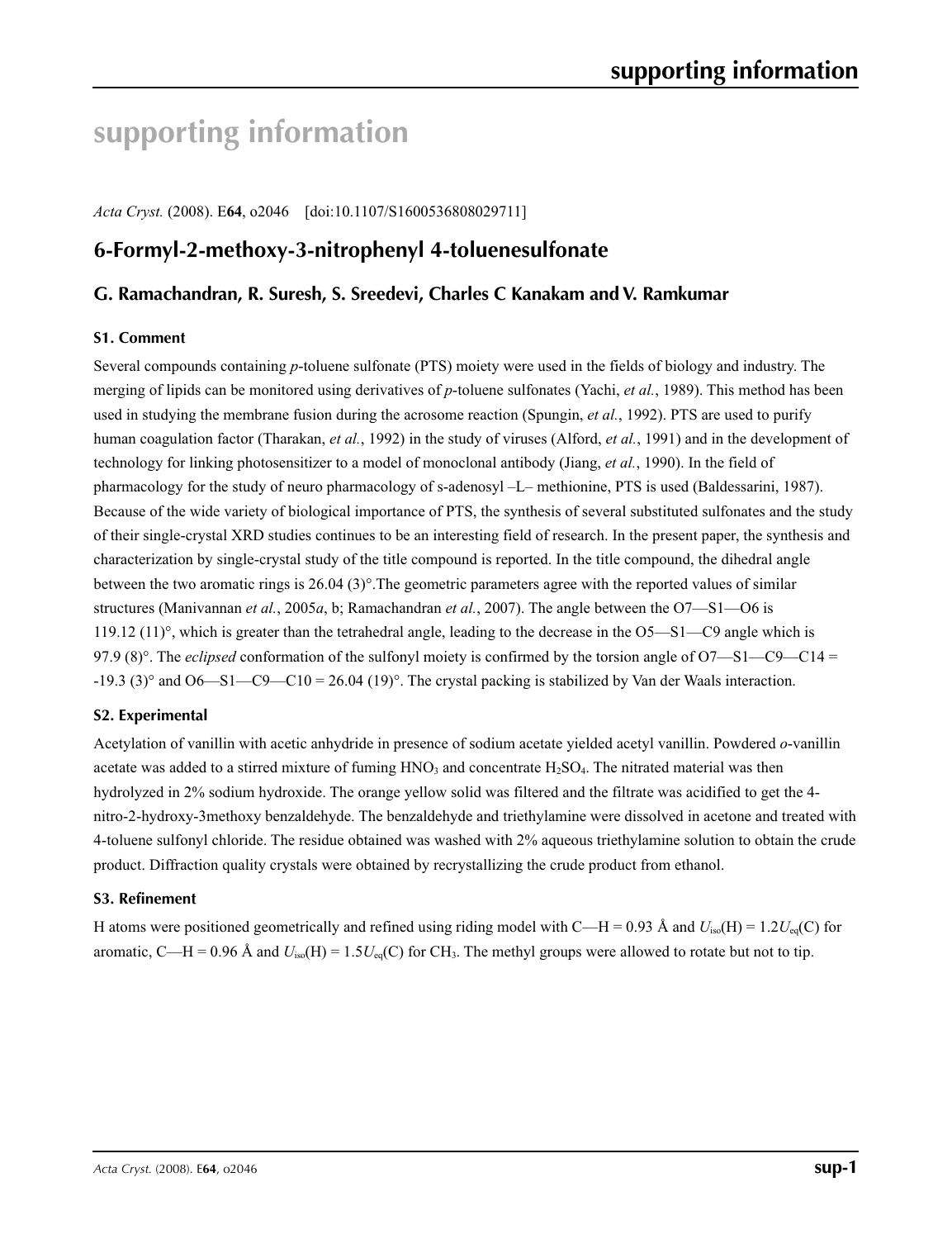# supporting information

*Acta Cryst.* (2008). E**64**, o2046 [doi:10.1107/S1600536808029711]

## 6-Formyl-2-methoxy-3-nitrophenyl 4-toluenesulfonate

### G. Ramachandran, R. Suresh, S. Sreedevi, Charles C Kanakam and V. Ramkumar

#### S1. Comment

Several compounds containing *p*-toluene sulfonate (PTS) moiety were used in the fields of biology and industry. The merging of lipids can be monitored using derivatives of *p*-toluene sulfonates (Yachi, *et al.*, 1989). This method has been used in studying the membrane fusion during the acrosome reaction (Spungin, *et al.*, 1992). PTS are used to purify human coagulation factor (Tharakan, *et al.*, 1992) in the study of viruses (Alford, *et al.*, 1991) and in the development of technology for linking photosensitizer to a model of monoclonal antibody (Jiang, *et al.*, 1990). In the field of pharmacology for the study of neuro pharmacology of s-adenosyl –L– methionine, PTS is used (Baldessarini, 1987). Because of the wide variety of biological importance of PTS, the synthesis of several substituted sulfonates and the study of their single-crystal XRD studies continues to be an interesting field of research. In the present paper, the synthesis and characterization by single-crystal study of the title compound is reported. In the title compound, the dihedral angle between the two aromatic rings is 26.04 (3)°.The geometric parameters agree with the reported values of similar structures (Manivannan *et al.*, 2005*a*, b; Ramachandran *et al.*, 2007). The angle between the O7—S1—O6 is 119.12 (11)°, which is greater than the tetrahedral angle, leading to the decrease in the O5—S1—C9 angle which is 97.9 (8)°. The *eclipsed* conformation of the sulfonyl moiety is confirmed by the torsion angle of O7—S1—C9—C14 = -19.3 (3)° and O6—S1—C9—C10 = 26.04 (19)°. The crystal packing is stabilized by Van der Waals interaction.

#### S2. Experimental

Acetylation of vanillin with acetic anhydride in presence of sodium acetate yielded acetyl vanillin. Powdered *o*-vanillin acetate was added to a stirred mixture of fuming $HNO_3$ and concentrate $H_2SO_4$. The nitrated material was then hydrolyzed in 2% sodium hydroxide. The orange yellow solid was filtered and the filtrate was acidified to get the 4-nitro-2-hydroxy-3methoxy benzaldehyde. The benzaldehyde and triethylamine were dissolved in acetone and treated with 4-toluene sulfonyl chloride. The residue obtained was washed with 2% aqueous triethylamine solution to obtain the crude product. Diffraction quality crystals were obtained by recrystallizing the crude product from ethanol.

#### S3. Refinement

H atoms were positioned geometrically and refined using riding model with C—H = 0.93 Å and $U_{iso}(H) = 1.2U_{eq}(C)$ for aromatic, C—H = 0.96 Å and $U_{iso}(H) = 1.5U_{eq}(C)$ for $CH_3$. The methyl groups were allowed to rotate but not to tip.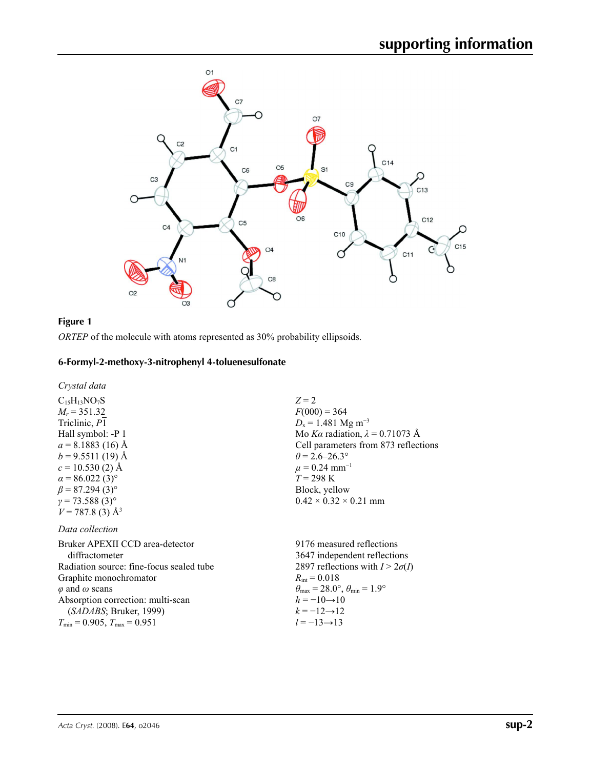O1
C7
O7
C2
C1
C6
O5
S1
C14
C3
C9
C13
O6
C5
C12
C4
C10
O4
C15
C11
N1
C8
O2
O3

**Figure 1**

*ORTEP* of the molecule with atoms represented as 30% probability ellipsoids.

### 6-Formyl-2-methoxy-3-nitrophenyl 4-toluenesulfonate

*Crystal data*

$C_{15}H_{13}NO_7S$
$M_r = 351.32$
Triclinic, $P\overline{1}$
Hall symbol: -P 1
$a = 8.1883$ (16) Å
$b = 9.5511$ (19) Å
$c = 10.530$ (2) Å
$\alpha = 86.022$ (3)°
$\beta = 87.294$ (3)°
$\gamma = 73.588$ (3)°
$V = 787.8$ (3) Å$^3$
$Z = 2$
$F(000) = 364$
$D_x = 1.481$ Mg m$^{-3}$
Mo $K\alpha$ radiation, $\lambda = 0.71073$ Å
Cell parameters from 873 reflections
$\theta = 2.6$–$26.3°$
$\mu = 0.24$ mm$^{-1}$
$T = 298$ K
Block, yellow
0.42 × 0.32 × 0.21 mm

*Data collection*

Bruker APEXII CCD area-detector diffractometer
Radiation source: fine-focus sealed tube
Graphite monochromator
$\varphi$ and $\omega$ scans
Absorption correction: multi-scan (*SADABS*; Bruker, 1999)
$T_{min} = 0.905$, $T_{max} = 0.951$
9176 measured reflections
3647 independent reflections
2897 reflections with $I > 2\sigma(I)$
$R_{int} = 0.018$
$\theta_{max} = 28.0°$, $\theta_{min} = 1.9°$
$h = -10 \rightarrow 10$
$k = -12 \rightarrow 12$
$l = -13 \rightarrow 13$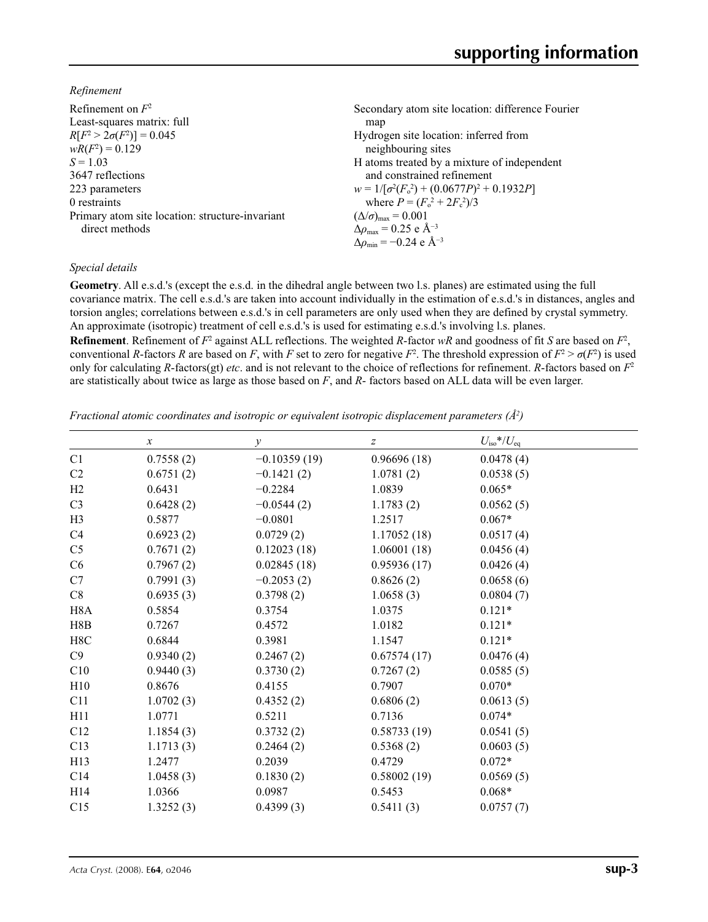### *Refinement*

Refinement on $F^2$
Least-squares matrix: full
$R[F^2 > 2\sigma(F^2)] = 0.045$
$wR(F^2) = 0.129$
$S = 1.03$
3647 reflections
223 parameters
0 restraints
Primary atom site location: structure-invariant direct methods

Secondary atom site location: difference Fourier map
Hydrogen site location: inferred from neighbouring sites
H atoms treated by a mixture of independent and constrained refinement
$w = 1/[\sigma^2(F_o^2) + (0.0677P)^2 + 0.1932P]$
where $P = (F_o^2 + 2F_c^2)/3$
$(\Delta/\sigma)_{max} = 0.001$
$\Delta\rho_{max} = 0.25$ e Å$^{-3}$
$\Delta\rho_{min} = -0.24$ e Å$^{-3}$

### *Special details*

**Geometry**. All e.s.d.'s (except the e.s.d. in the dihedral angle between two l.s. planes) are estimated using the full covariance matrix. The cell e.s.d.'s are taken into account individually in the estimation of e.s.d.'s in distances, angles and torsion angles; correlations between e.s.d.'s in cell parameters are only used when they are defined by crystal symmetry. An approximate (isotropic) treatment of cell e.s.d.'s is used for estimating e.s.d.'s involving l.s. planes.

**Refinement**. Refinement of $F^2$ against ALL reflections. The weighted *R*-factor *wR* and goodness of fit *S* are based on $F^2$, conventional *R*-factors *R* are based on *F*, with *F* set to zero for negative $F^2$. The threshold expression of $F^2 > \sigma(F^2)$ is used only for calculating *R*-factors(gt) *etc*. and is not relevant to the choice of reflections for refinement. *R*-factors based on $F^2$ are statistically about twice as large as those based on *F*, and *R*- factors based on ALL data will be even larger.

*Fractional atomic coordinates and isotropic or equivalent isotropic displacement parameters (Å$^2$)*

| | *x* | *y* | *z* | $U_{iso}$*/$U_{eq}$ |
|---|---|---|---|---|
| C1 | 0.7558 (2) | −0.10359 (19) | 0.96696 (18) | 0.0478 (4) |
| C2 | 0.6751 (2) | −0.1421 (2) | 1.0781 (2) | 0.0538 (5) |
| H2 | 0.6431 | −0.2284 | 1.0839 | 0.065* |
| C3 | 0.6428 (2) | −0.0544 (2) | 1.1783 (2) | 0.0562 (5) |
| H3 | 0.5877 | −0.0801 | 1.2517 | 0.067* |
| C4 | 0.6923 (2) | 0.0729 (2) | 1.17052 (18) | 0.0517 (4) |
| C5 | 0.7671 (2) | 0.12023 (18) | 1.06001 (18) | 0.0456 (4) |
| C6 | 0.7967 (2) | 0.02845 (18) | 0.95936 (17) | 0.0426 (4) |
| C7 | 0.7991 (3) | −0.2053 (2) | 0.8626 (2) | 0.0658 (6) |
| C8 | 0.6935 (3) | 0.3798 (2) | 1.0658 (3) | 0.0804 (7) |
| H8A | 0.5854 | 0.3754 | 1.0375 | 0.121* |
| H8B | 0.7267 | 0.4572 | 1.0182 | 0.121* |
| H8C | 0.6844 | 0.3981 | 1.1547 | 0.121* |
| C9 | 0.9340 (2) | 0.2467 (2) | 0.67574 (17) | 0.0476 (4) |
| C10 | 0.9440 (3) | 0.3730 (2) | 0.7267 (2) | 0.0585 (5) |
| H10 | 0.8676 | 0.4155 | 0.7907 | 0.070* |
| C11 | 1.0702 (3) | 0.4352 (2) | 0.6806 (2) | 0.0613 (5) |
| H11 | 1.0771 | 0.5211 | 0.7136 | 0.074* |
| C12 | 1.1854 (3) | 0.3732 (2) | 0.58733 (19) | 0.0541 (5) |
| C13 | 1.1713 (3) | 0.2464 (2) | 0.5368 (2) | 0.0603 (5) |
| H13 | 1.2477 | 0.2039 | 0.4729 | 0.072* |
| C14 | 1.0458 (3) | 0.1830 (2) | 0.58002 (19) | 0.0569 (5) |
| H14 | 1.0366 | 0.0987 | 0.5453 | 0.068* |
| C15 | 1.3252 (3) | 0.4399 (3) | 0.5411 (3) | 0.0757 (7) |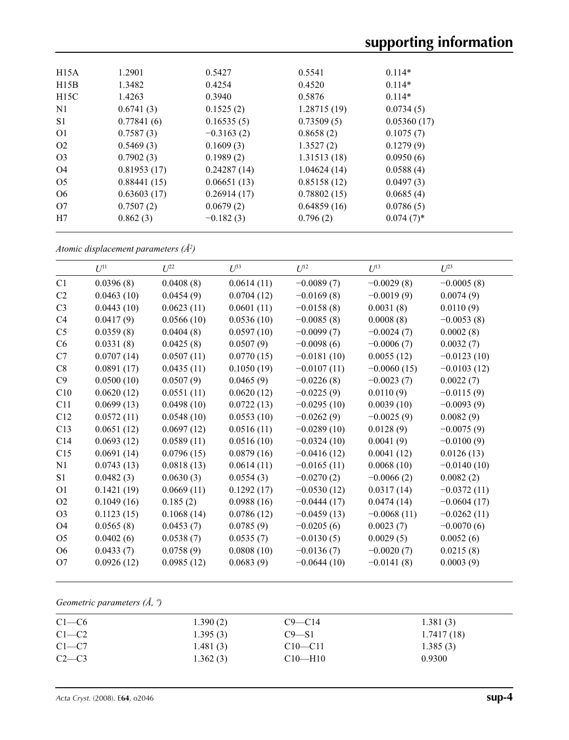| | | | | |
|---|---|---|---|---|
| H15A | 1.2901 | 0.5427 | 0.5541 | 0.114* |
| H15B | 1.3482 | 0.4254 | 0.4520 | 0.114* |
| H15C | 1.4263 | 0.3940 | 0.5876 | 0.114* |
| N1 | 0.6741 (3) | 0.1525 (2) | 1.28715 (19) | 0.0734 (5) |
| S1 | 0.77841 (6) | 0.16535 (5) | 0.73509 (5) | 0.05360 (17) |
| O1 | 0.7587 (3) | −0.3163 (2) | 0.8658 (2) | 0.1075 (7) |
| O2 | 0.5469 (3) | 0.1609 (3) | 1.3527 (2) | 0.1279 (9) |
| O3 | 0.7902 (3) | 0.1989 (2) | 1.31513 (18) | 0.0950 (6) |
| O4 | 0.81953 (17) | 0.24287 (14) | 1.04624 (14) | 0.0588 (4) |
| O5 | 0.88441 (15) | 0.06651 (13) | 0.85158 (12) | 0.0497 (3) |
| O6 | 0.63603 (17) | 0.26914 (17) | 0.78802 (15) | 0.0685 (4) |
| O7 | 0.7507 (2) | 0.0679 (2) | 0.64859 (16) | 0.0786 (5) |
| H7 | 0.862 (3) | −0.182 (3) | 0.796 (2) | 0.074 (7)* |

*Atomic displacement parameters (Å²)*

| | $U^{11}$ | $U^{22}$ | $U^{33}$ | $U^{12}$ | $U^{13}$ | $U^{23}$ |
|---|---|---|---|---|---|---|
| C1 | 0.0396 (8) | 0.0408 (8) | 0.0614 (11) | −0.0089 (7) | −0.0029 (8) | −0.0005 (8) |
| C2 | 0.0463 (10) | 0.0454 (9) | 0.0704 (12) | −0.0169 (8) | −0.0019 (9) | 0.0074 (9) |
| C3 | 0.0443 (10) | 0.0623 (11) | 0.0601 (11) | −0.0158 (8) | 0.0031 (8) | 0.0110 (9) |
| C4 | 0.0417 (9) | 0.0566 (10) | 0.0536 (10) | −0.0085 (8) | 0.0008 (8) | −0.0053 (8) |
| C5 | 0.0359 (8) | 0.0404 (8) | 0.0597 (10) | −0.0099 (7) | −0.0024 (7) | 0.0002 (8) |
| C6 | 0.0331 (8) | 0.0425 (8) | 0.0507 (9) | −0.0098 (6) | −0.0006 (7) | 0.0032 (7) |
| C7 | 0.0707 (14) | 0.0507 (11) | 0.0770 (15) | −0.0181 (10) | 0.0055 (12) | −0.0123 (10) |
| C8 | 0.0891 (17) | 0.0435 (11) | 0.1050 (19) | −0.0107 (11) | −0.0060 (15) | −0.0103 (12) |
| C9 | 0.0500 (10) | 0.0507 (9) | 0.0465 (9) | −0.0226 (8) | −0.0023 (7) | 0.0022 (7) |
| C10 | 0.0620 (12) | 0.0551 (11) | 0.0620 (12) | −0.0225 (9) | 0.0110 (9) | −0.0115 (9) |
| C11 | 0.0699 (13) | 0.0498 (10) | 0.0722 (13) | −0.0295 (10) | 0.0039 (10) | −0.0093 (9) |
| C12 | 0.0572 (11) | 0.0548 (10) | 0.0553 (10) | −0.0262 (9) | −0.0025 (9) | 0.0082 (9) |
| C13 | 0.0651 (12) | 0.0697 (12) | 0.0516 (11) | −0.0289 (10) | 0.0128 (9) | −0.0075 (9) |
| C14 | 0.0693 (12) | 0.0589 (11) | 0.0516 (10) | −0.0324 (10) | 0.0041 (9) | −0.0100 (9) |
| C15 | 0.0691 (14) | 0.0796 (15) | 0.0879 (16) | −0.0416 (12) | 0.0041 (12) | 0.0126 (13) |
| N1 | 0.0743 (13) | 0.0818 (13) | 0.0614 (11) | −0.0165 (11) | 0.0068 (10) | −0.0140 (10) |
| S1 | 0.0482 (3) | 0.0630 (3) | 0.0554 (3) | −0.0270 (2) | −0.0066 (2) | 0.0082 (2) |
| O1 | 0.1421 (19) | 0.0669 (11) | 0.1292 (17) | −0.0530 (12) | 0.0317 (14) | −0.0372 (11) |
| O2 | 0.1049 (16) | 0.185 (2) | 0.0988 (16) | −0.0444 (17) | 0.0474 (14) | −0.0604 (17) |
| O3 | 0.1123 (15) | 0.1068 (14) | 0.0786 (12) | −0.0459 (13) | −0.0068 (11) | −0.0262 (11) |
| O4 | 0.0565 (8) | 0.0453 (7) | 0.0785 (9) | −0.0205 (6) | 0.0023 (7) | −0.0070 (6) |
| O5 | 0.0402 (6) | 0.0538 (7) | 0.0535 (7) | −0.0130 (5) | 0.0029 (5) | 0.0052 (6) |
| O6 | 0.0433 (7) | 0.0758 (9) | 0.0808 (10) | −0.0136 (7) | −0.0020 (7) | 0.0215 (8) |
| O7 | 0.0926 (12) | 0.0985 (12) | 0.0683 (9) | −0.0644 (10) | −0.0141 (8) | 0.0003 (9) |

*Geometric parameters (Å, º)*

| | | | |
|---|---|---|---|
| C1—C6 | 1.390 (2) | C9—C14 | 1.381 (3) |
| C1—C2 | 1.395 (3) | C9—S1 | 1.7417 (18) |
| C1—C7 | 1.481 (3) | C10—C11 | 1.385 (3) |
| C2—C3 | 1.362 (3) | C10—H10 | 0.9300 |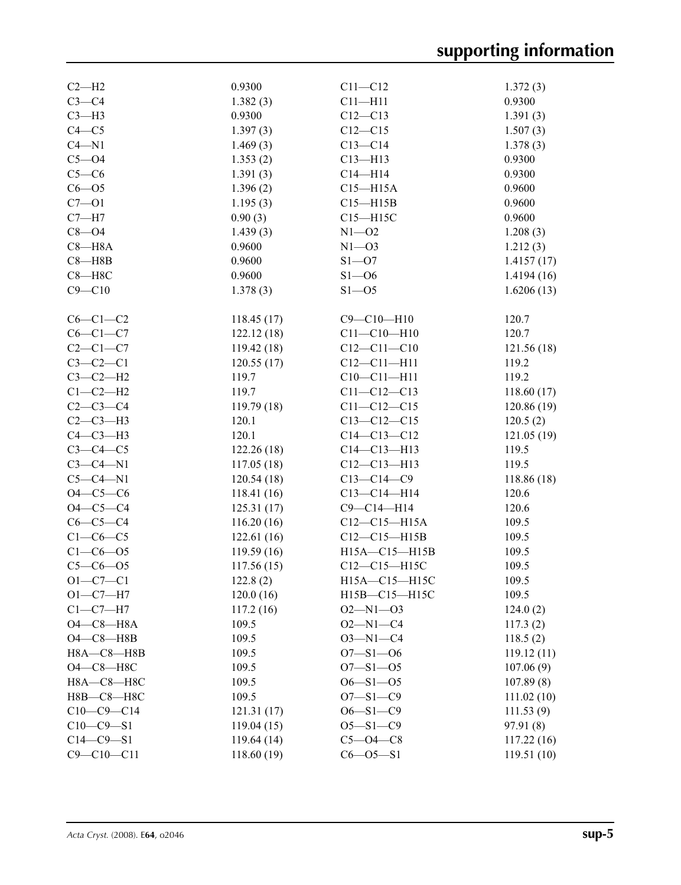| | | | |
|---|---|---|---|
| C2—H2 | 0.9300 | C11—C12 | 1.372 (3) |
| C3—C4 | 1.382 (3) | C11—H11 | 0.9300 |
| C3—H3 | 0.9300 | C12—C13 | 1.391 (3) |
| C4—C5 | 1.397 (3) | C12—C15 | 1.507 (3) |
| C4—N1 | 1.469 (3) | C13—C14 | 1.378 (3) |
| C5—O4 | 1.353 (2) | C13—H13 | 0.9300 |
| C5—C6 | 1.391 (3) | C14—H14 | 0.9300 |
| C6—O5 | 1.396 (2) | C15—H15A | 0.9600 |
| C7—O1 | 1.195 (3) | C15—H15B | 0.9600 |
| C7—H7 | 0.90 (3) | C15—H15C | 0.9600 |
| C8—O4 | 1.439 (3) | N1—O2 | 1.208 (3) |
| C8—H8A | 0.9600 | N1—O3 | 1.212 (3) |
| C8—H8B | 0.9600 | S1—O7 | 1.4157 (17) |
| C8—H8C | 0.9600 | S1—O6 | 1.4194 (16) |
| C9—C10 | 1.378 (3) | S1—O5 | 1.6206 (13) |
| | | | |
| C6—C1—C2 | 118.45 (17) | C9—C10—H10 | 120.7 |
| C6—C1—C7 | 122.12 (18) | C11—C10—H10 | 120.7 |
| C2—C1—C7 | 119.42 (18) | C12—C11—C10 | 121.56 (18) |
| C3—C2—C1 | 120.55 (17) | C12—C11—H11 | 119.2 |
| C3—C2—H2 | 119.7 | C10—C11—H11 | 119.2 |
| C1—C2—H2 | 119.7 | C11—C12—C13 | 118.60 (17) |
| C2—C3—C4 | 119.79 (18) | C11—C12—C15 | 120.86 (19) |
| C2—C3—H3 | 120.1 | C13—C12—C15 | 120.5 (2) |
| C4—C3—H3 | 120.1 | C14—C13—C12 | 121.05 (19) |
| C3—C4—C5 | 122.26 (18) | C14—C13—H13 | 119.5 |
| C3—C4—N1 | 117.05 (18) | C12—C13—H13 | 119.5 |
| C5—C4—N1 | 120.54 (18) | C13—C14—C9 | 118.86 (18) |
| O4—C5—C6 | 118.41 (16) | C13—C14—H14 | 120.6 |
| O4—C5—C4 | 125.31 (17) | C9—C14—H14 | 120.6 |
| C6—C5—C4 | 116.20 (16) | C12—C15—H15A | 109.5 |
| C1—C6—C5 | 122.61 (16) | C12—C15—H15B | 109.5 |
| C1—C6—O5 | 119.59 (16) | H15A—C15—H15B | 109.5 |
| C5—C6—O5 | 117.56 (15) | C12—C15—H15C | 109.5 |
| O1—C7—C1 | 122.8 (2) | H15A—C15—H15C | 109.5 |
| O1—C7—H7 | 120.0 (16) | H15B—C15—H15C | 109.5 |
| C1—C7—H7 | 117.2 (16) | O2—N1—O3 | 124.0 (2) |
| O4—C8—H8A | 109.5 | O2—N1—C4 | 117.3 (2) |
| O4—C8—H8B | 109.5 | O3—N1—C4 | 118.5 (2) |
| H8A—C8—H8B | 109.5 | O7—S1—O6 | 119.12 (11) |
| O4—C8—H8C | 109.5 | O7—S1—O5 | 107.06 (9) |
| H8A—C8—H8C | 109.5 | O6—S1—O5 | 107.89 (8) |
| H8B—C8—H8C | 109.5 | O7—S1—C9 | 111.02 (10) |
| C10—C9—C14 | 121.31 (17) | O6—S1—C9 | 111.53 (9) |
| C10—C9—S1 | 119.04 (15) | O5—S1—C9 | 97.91 (8) |
| C14—C9—S1 | 119.64 (14) | C5—O4—C8 | 117.22 (16) |
| C9—C10—C11 | 118.60 (19) | C6—O5—S1 | 119.51 (10) |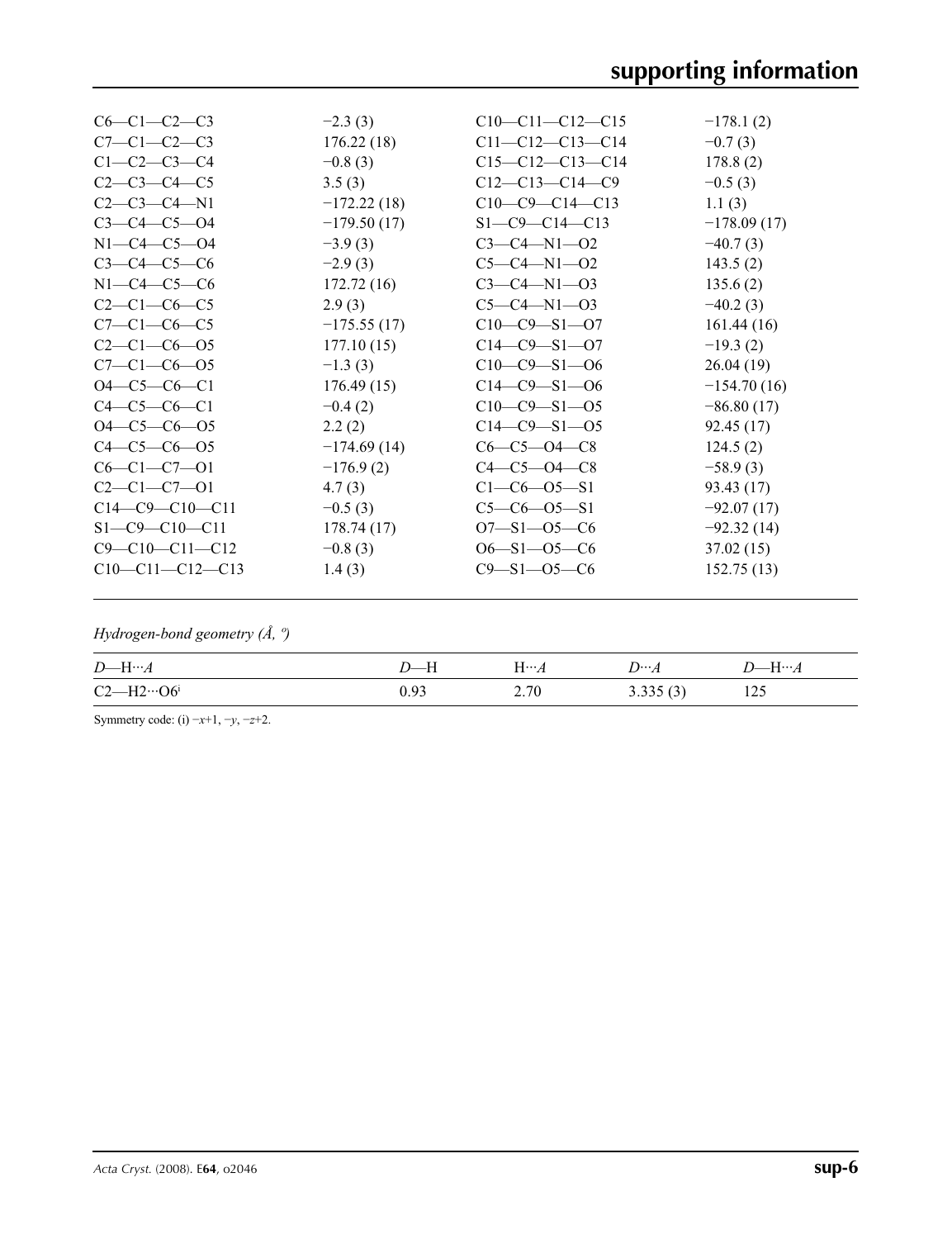| | | | |
|---|---|---|---|
| C6—C1—C2—C3 | −2.3 (3) | C10—C11—C12—C15 | −178.1 (2) |
| C7—C1—C2—C3 | 176.22 (18) | C11—C12—C13—C14 | −0.7 (3) |
| C1—C2—C3—C4 | −0.8 (3) | C15—C12—C13—C14 | 178.8 (2) |
| C2—C3—C4—C5 | 3.5 (3) | C12—C13—C14—C9 | −0.5 (3) |
| C2—C3—C4—N1 | −172.22 (18) | C10—C9—C14—C13 | 1.1 (3) |
| C3—C4—C5—O4 | −179.50 (17) | S1—C9—C14—C13 | −178.09 (17) |
| N1—C4—C5—O4 | −3.9 (3) | C3—C4—N1—O2 | −40.7 (3) |
| C3—C4—C5—C6 | −2.9 (3) | C5—C4—N1—O2 | 143.5 (2) |
| N1—C4—C5—C6 | 172.72 (16) | C3—C4—N1—O3 | 135.6 (2) |
| C2—C1—C6—C5 | 2.9 (3) | C5—C4—N1—O3 | −40.2 (3) |
| C7—C1—C6—C5 | −175.55 (17) | C10—C9—S1—O7 | 161.44 (16) |
| C2—C1—C6—O5 | 177.10 (15) | C14—C9—S1—O7 | −19.3 (2) |
| C7—C1—C6—O5 | −1.3 (3) | C10—C9—S1—O6 | 26.04 (19) |
| O4—C5—C6—C1 | 176.49 (15) | C14—C9—S1—O6 | −154.70 (16) |
| C4—C5—C6—C1 | −0.4 (2) | C10—C9—S1—O5 | −86.80 (17) |
| O4—C5—C6—O5 | 2.2 (2) | C14—C9—S1—O5 | 92.45 (17) |
| C4—C5—C6—O5 | −174.69 (14) | C6—C5—O4—C8 | 124.5 (2) |
| C6—C1—C7—O1 | −176.9 (2) | C4—C5—O4—C8 | −58.9 (3) |
| C2—C1—C7—O1 | 4.7 (3) | C1—C6—O5—S1 | 93.43 (17) |
| C14—C9—C10—C11 | −0.5 (3) | C5—C6—O5—S1 | −92.07 (17) |
| S1—C9—C10—C11 | 178.74 (17) | O7—S1—O5—C6 | −92.32 (14) |
| C9—C10—C11—C12 | −0.8 (3) | O6—S1—O5—C6 | 37.02 (15) |
| C10—C11—C12—C13 | 1.4 (3) | C9—S1—O5—C6 | 152.75 (13) |

*Hydrogen-bond geometry (Å, º)*

| *D*—H···*A* | *D*—H | H···*A* | *D*···*A* | *D*—H···*A* |
|---|---|---|---|---|
| C2—H2···O6[i] | 0.93 | 2.70 | 3.335 (3) | 125 |

Symmetry code: (i) −*x*+1, −*y*, −*z*+2.